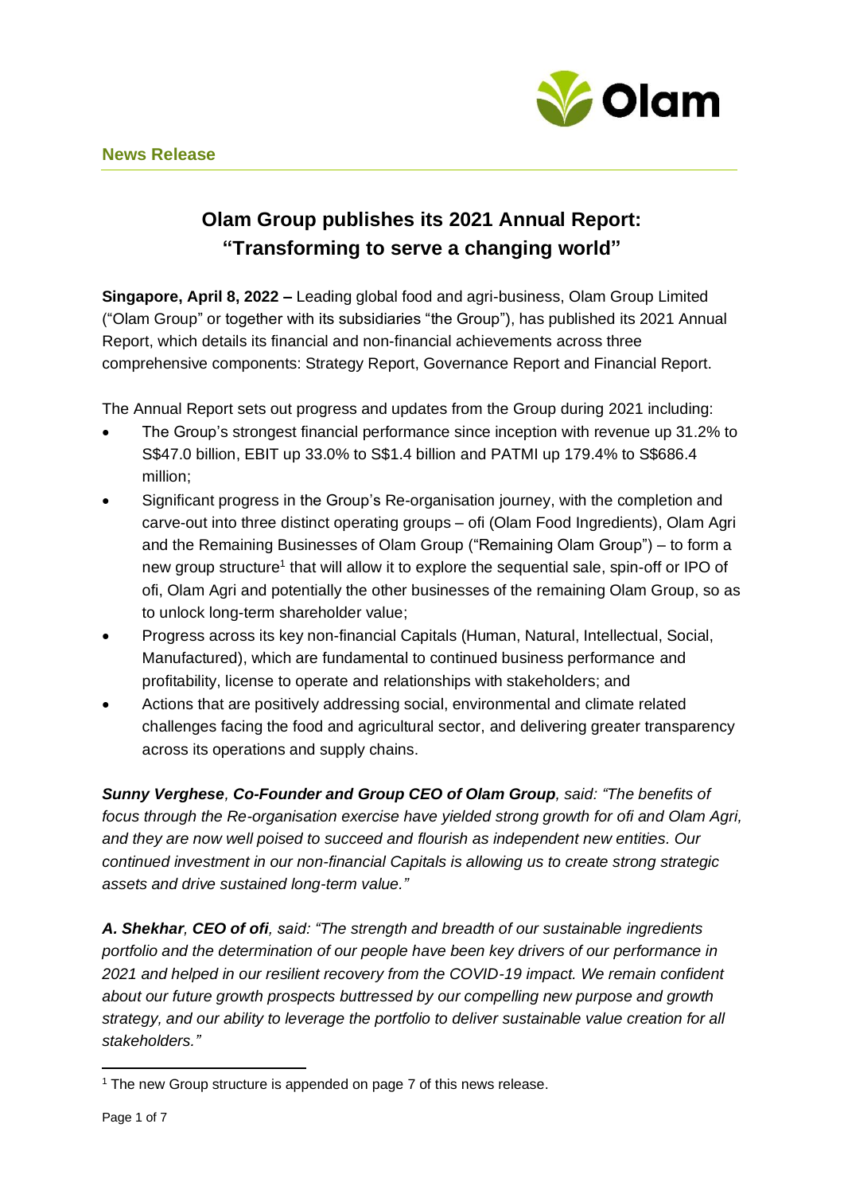**News Release**

# Olam Group publishes its 2021 Annual Report: "Transforming to serve a changing world"

**Singapore, April 8, 2022 –** Leading global food and agri-business, Olam Group Limited ("Olam Group" or together with its subsidiaries "the Group"), has published its 2021 Annual Report, which details its financial and non-financial achievements across three comprehensive components: Strategy Report, Governance Report and Financial Report.

The Annual Report sets out progress and updates from the Group during 2021 including:

- The Group's strongest financial performance since inception with revenue up 31.2% to S$47.0 billion, EBIT up 33.0% to S$1.4 billion and PATMI up 179.4% to S$686.4 million;
- Significant progress in the Group's Re-organisation journey, with the completion and carve-out into three distinct operating groups – ofi (Olam Food Ingredients), Olam Agri and the Remaining Businesses of Olam Group ("Remaining Olam Group") – to form a new group structure[1] that will allow it to explore the sequential sale, spin-off or IPO of ofi, Olam Agri and potentially the other businesses of the remaining Olam Group, so as to unlock long-term shareholder value;
- Progress across its key non-financial Capitals (Human, Natural, Intellectual, Social, Manufactured), which are fundamental to continued business performance and profitability, license to operate and relationships with stakeholders; and
- Actions that are positively addressing social, environmental and climate related challenges facing the food and agricultural sector, and delivering greater transparency across its operations and supply chains.

***Sunny Verghese**, **Co-Founder and Group CEO of Olam Group**, said: "The benefits of focus through the Re-organisation exercise have yielded strong growth for ofi and Olam Agri, and they are now well poised to succeed and flourish as independent new entities. Our continued investment in our non-financial Capitals is allowing us to create strong strategic assets and drive sustained long-term value."*

***A. Shekhar**, **CEO of ofi**, said: "The strength and breadth of our sustainable ingredients portfolio and the determination of our people have been key drivers of our performance in 2021 and helped in our resilient recovery from the COVID-19 impact. We remain confident about our future growth prospects buttressed by our compelling new purpose and growth strategy, and our ability to leverage the portfolio to deliver sustainable value creation for all stakeholders."*

---

[1] The new Group structure is appended on page 7 of this news release.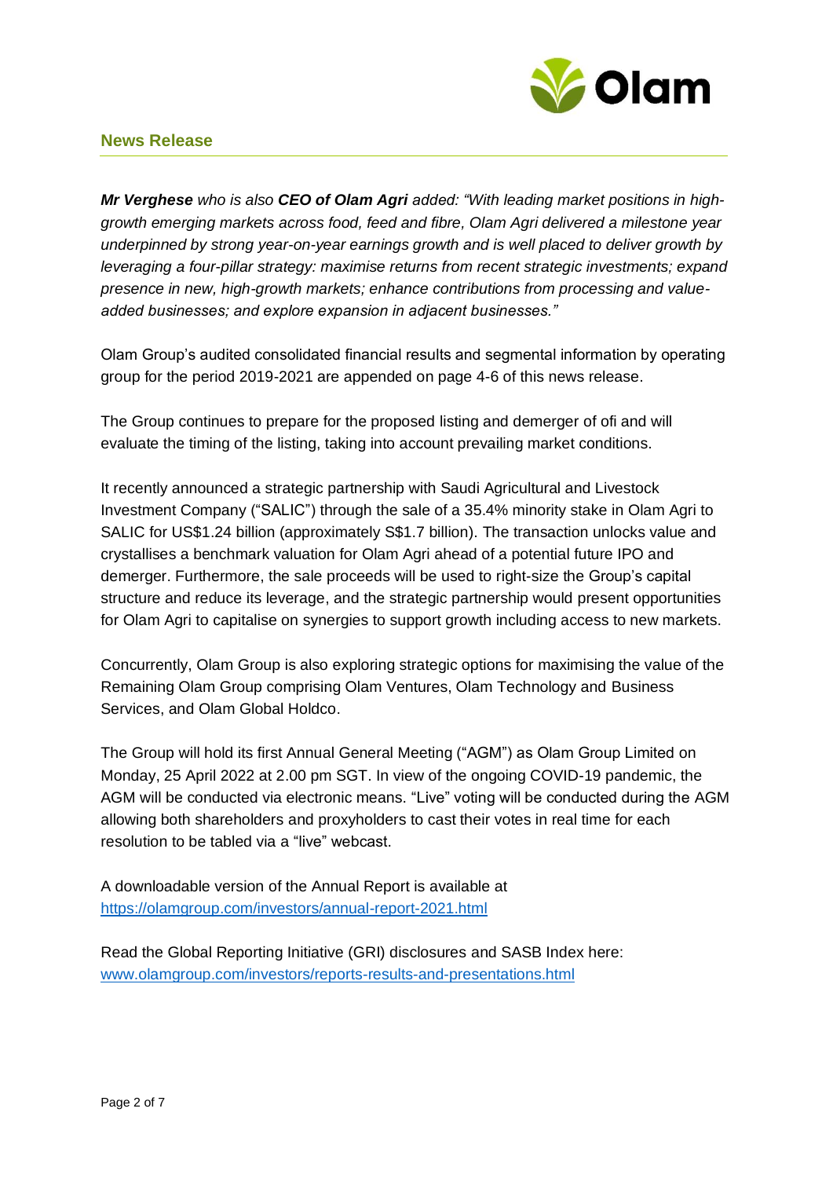## News Release

***Mr Verghese** who is also **CEO of Olam Agri** added: "With leading market positions in high-growth emerging markets across food, feed and fibre, Olam Agri delivered a milestone year underpinned by strong year-on-year earnings growth and is well placed to deliver growth by leveraging a four-pillar strategy: maximise returns from recent strategic investments; expand presence in new, high-growth markets; enhance contributions from processing and value-added businesses; and explore expansion in adjacent businesses."*

Olam Group's audited consolidated financial results and segmental information by operating group for the period 2019-2021 are appended on page 4-6 of this news release.

The Group continues to prepare for the proposed listing and demerger of ofi and will evaluate the timing of the listing, taking into account prevailing market conditions.

It recently announced a strategic partnership with Saudi Agricultural and Livestock Investment Company ("SALIC") through the sale of a 35.4% minority stake in Olam Agri to SALIC for US$1.24 billion (approximately S$1.7 billion). The transaction unlocks value and crystallises a benchmark valuation for Olam Agri ahead of a potential future IPO and demerger. Furthermore, the sale proceeds will be used to right-size the Group's capital structure and reduce its leverage, and the strategic partnership would present opportunities for Olam Agri to capitalise on synergies to support growth including access to new markets.

Concurrently, Olam Group is also exploring strategic options for maximising the value of the Remaining Olam Group comprising Olam Ventures, Olam Technology and Business Services, and Olam Global Holdco.

The Group will hold its first Annual General Meeting ("AGM") as Olam Group Limited on Monday, 25 April 2022 at 2.00 pm SGT. In view of the ongoing COVID-19 pandemic, the AGM will be conducted via electronic means. "Live" voting will be conducted during the AGM allowing both shareholders and proxyholders to cast their votes in real time for each resolution to be tabled via a "live" webcast.

A downloadable version of the Annual Report is available at
[https://olamgroup.com/investors/annual-report-2021.html](https://olamgroup.com/investors/annual-report-2021.html)

Read the Global Reporting Initiative (GRI) disclosures and SASB Index here:
[www.olamgroup.com/investors/reports-results-and-presentations.html](www.olamgroup.com/investors/reports-results-and-presentations.html)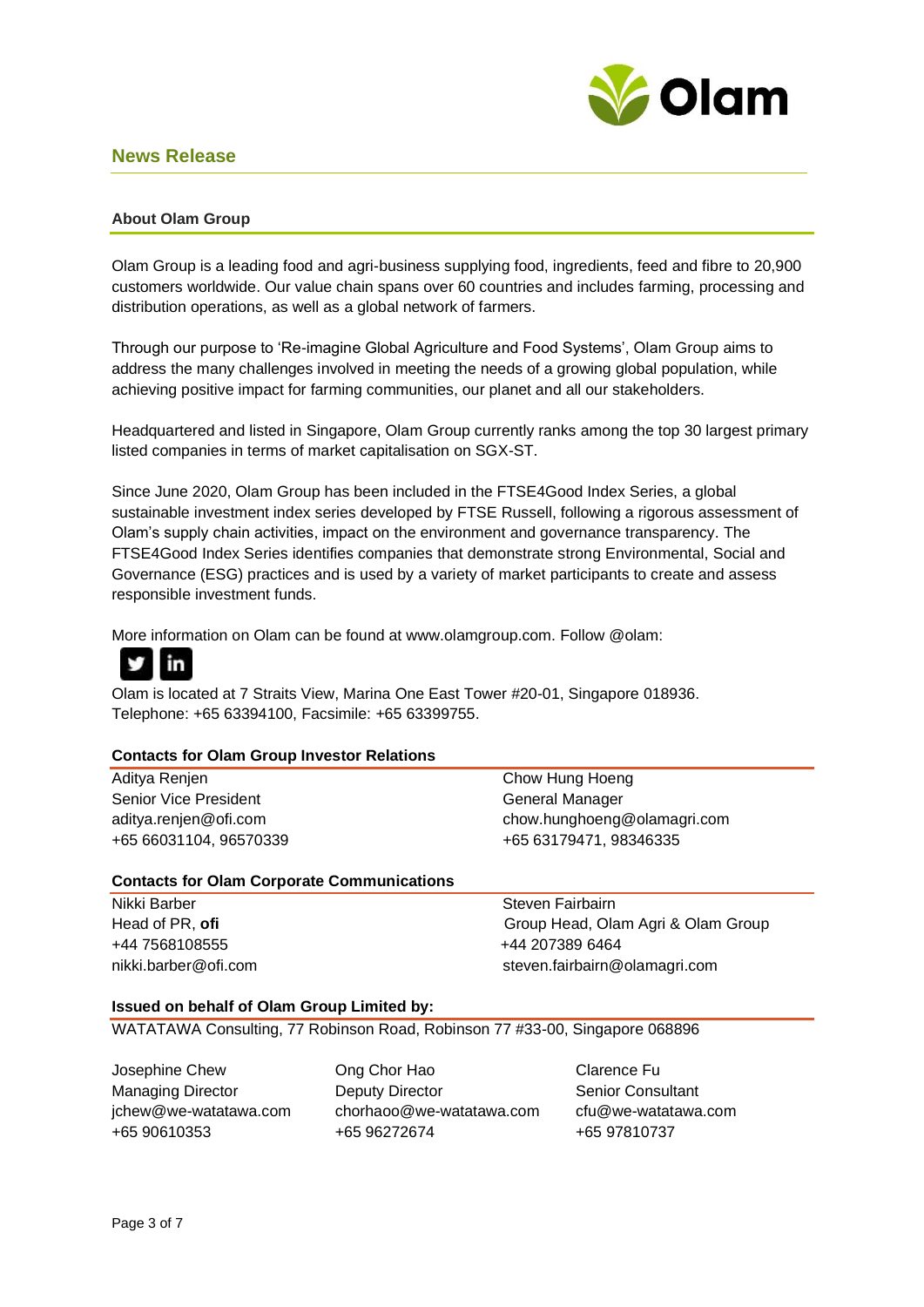## News Release

### About Olam Group

Olam Group is a leading food and agri-business supplying food, ingredients, feed and fibre to 20,900 customers worldwide. Our value chain spans over 60 countries and includes farming, processing and distribution operations, as well as a global network of farmers.

Through our purpose to 'Re-imagine Global Agriculture and Food Systems', Olam Group aims to address the many challenges involved in meeting the needs of a growing global population, while achieving positive impact for farming communities, our planet and all our stakeholders.

Headquartered and listed in Singapore, Olam Group currently ranks among the top 30 largest primary listed companies in terms of market capitalisation on SGX-ST.

Since June 2020, Olam Group has been included in the FTSE4Good Index Series, a global sustainable investment index series developed by FTSE Russell, following a rigorous assessment of Olam's supply chain activities, impact on the environment and governance transparency. The FTSE4Good Index Series identifies companies that demonstrate strong Environmental, Social and Governance (ESG) practices and is used by a variety of market participants to create and assess responsible investment funds.

More information on Olam can be found at www.olamgroup.com. Follow @olam:

Olam is located at 7 Straits View, Marina One East Tower #20-01, Singapore 018936.
Telephone: +65 63394100, Facsimile: +65 63399755.

**Contacts for Olam Group Investor Relations**

Aditya Renjen
Senior Vice President
aditya.renjen@ofi.com
+65 66031104, 96570339

Chow Hung Hoeng
General Manager
chow.hunghoeng@olamagri.com
+65 63179471, 98346335

**Contacts for Olam Corporate Communications**

Nikki Barber
Head of PR, **ofi**
+44 7568108555
nikki.barber@ofi.com

Steven Fairbairn
Group Head, Olam Agri & Olam Group
+44 207389 6464
steven.fairbairn@olamagri.com

**Issued on behalf of Olam Group Limited by:**

WATATAWA Consulting, 77 Robinson Road, Robinson 77 #33-00, Singapore 068896

Josephine Chew
Managing Director
jchew@we-watatawa.com
+65 90610353

Ong Chor Hao
Deputy Director
chorhaoo@we-watatawa.com
+65 96272674

Clarence Fu
Senior Consultant
cfu@we-watatawa.com
+65 97810737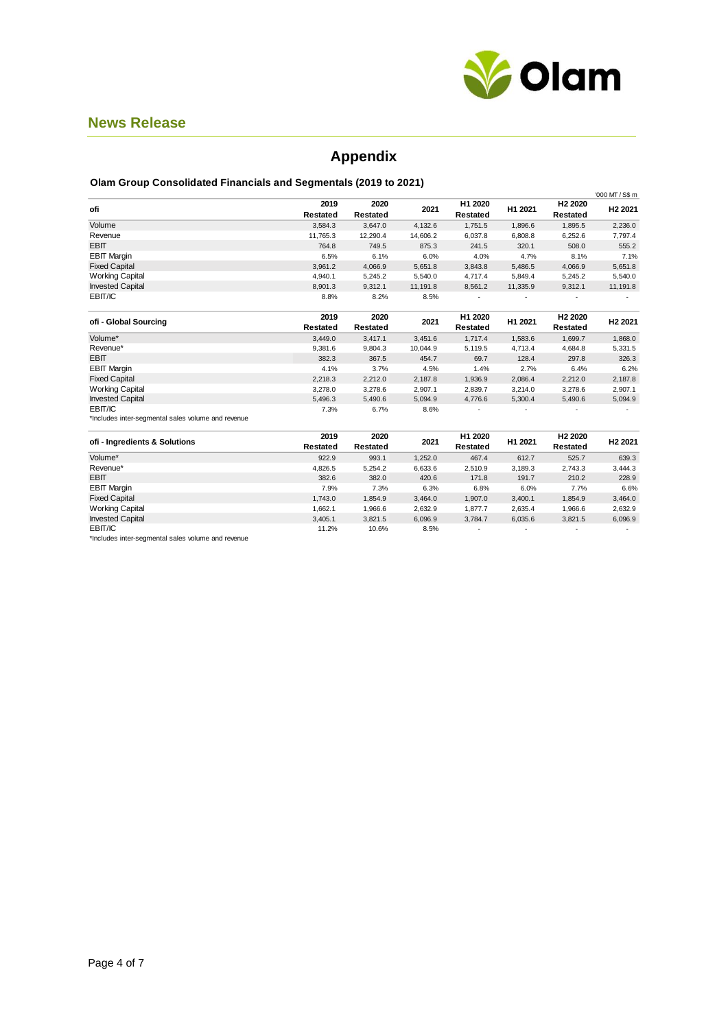**News Release**

# Appendix

### Olam Group Consolidated Financials and Segmentals (2019 to 2021)

'000 MT / S$ m

| ofi | 2019 Restated | 2020 Restated | 2021 | H1 2020 Restated | H1 2021 | H2 2020 Restated | H2 2021 |
|---|---|---|---|---|---|---|---|
| Volume | 3,584.3 | 3,647.0 | 4,132.6 | 1,751.5 | 1,896.6 | 1,895.5 | 2,236.0 |
| Revenue | 11,765.3 | 12,290.4 | 14,606.2 | 6,037.8 | 6,808.8 | 6,252.6 | 7,797.4 |
| EBIT | 764.8 | 749.5 | 875.3 | 241.5 | 320.1 | 508.0 | 555.2 |
| EBIT Margin | 6.5% | 6.1% | 6.0% | 4.0% | 4.7% | 8.1% | 7.1% |
| Fixed Capital | 3,961.2 | 4,066.9 | 5,651.8 | 3,843.8 | 5,486.5 | 4,066.9 | 5,651.8 |
| Working Capital | 4,940.1 | 5,245.2 | 5,540.0 | 4,717.4 | 5,849.4 | 5,245.2 | 5,540.0 |
| Invested Capital | 8,901.3 | 9,312.1 | 11,191.8 | 8,561.2 | 11,335.9 | 9,312.1 | 11,191.8 |
| EBIT/IC | 8.8% | 8.2% | 8.5% | - | - | - | - |

| ofi - Global Sourcing | 2019 Restated | 2020 Restated | 2021 | H1 2020 Restated | H1 2021 | H2 2020 Restated | H2 2021 |
|---|---|---|---|---|---|---|---|
| Volume* | 3,449.0 | 3,417.1 | 3,451.6 | 1,717.4 | 1,583.6 | 1,699.7 | 1,868.0 |
| Revenue* | 9,381.6 | 9,804.3 | 10,044.9 | 5,119.5 | 4,713.4 | 4,684.8 | 5,331.5 |
| EBIT | 382.3 | 367.5 | 454.7 | 69.7 | 128.4 | 297.8 | 326.3 |
| EBIT Margin | 4.1% | 3.7% | 4.5% | 1.4% | 2.7% | 6.4% | 6.2% |
| Fixed Capital | 2,218.3 | 2,212.0 | 2,187.8 | 1,936.9 | 2,086.4 | 2,212.0 | 2,187.8 |
| Working Capital | 3,278.0 | 3,278.6 | 2,907.1 | 2,839.7 | 3,214.0 | 3,278.6 | 2,907.1 |
| Invested Capital | 5,496.3 | 5,490.6 | 5,094.9 | 4,776.6 | 5,300.4 | 5,490.6 | 5,094.9 |
| EBIT/IC | 7.3% | 6.7% | 8.6% | - | - | - | - |

*Includes inter-segmental sales volume and revenue

| ofi - Ingredients & Solutions | 2019 Restated | 2020 Restated | 2021 | H1 2020 Restated | H1 2021 | H2 2020 Restated | H2 2021 |
|---|---|---|---|---|---|---|---|
| Volume* | 922.9 | 993.1 | 1,252.0 | 467.4 | 612.7 | 525.7 | 639.3 |
| Revenue* | 4,826.5 | 5,254.2 | 6,633.6 | 2,510.9 | 3,189.3 | 2,743.3 | 3,444.3 |
| EBIT | 382.6 | 382.0 | 420.6 | 171.8 | 191.7 | 210.2 | 228.9 |
| EBIT Margin | 7.9% | 7.3% | 6.3% | 6.8% | 6.0% | 7.7% | 6.6% |
| Fixed Capital | 1,743.0 | 1,854.9 | 3,464.0 | 1,907.0 | 3,400.1 | 1,854.9 | 3,464.0 |
| Working Capital | 1,662.1 | 1,966.6 | 2,632.9 | 1,877.7 | 2,635.4 | 1,966.6 | 2,632.9 |
| Invested Capital | 3,405.1 | 3,821.5 | 6,096.9 | 3,784.7 | 6,035.6 | 3,821.5 | 6,096.9 |
| EBIT/IC | 11.2% | 10.6% | 8.5% | - | - | - | - |

*Includes inter-segmental sales volume and revenue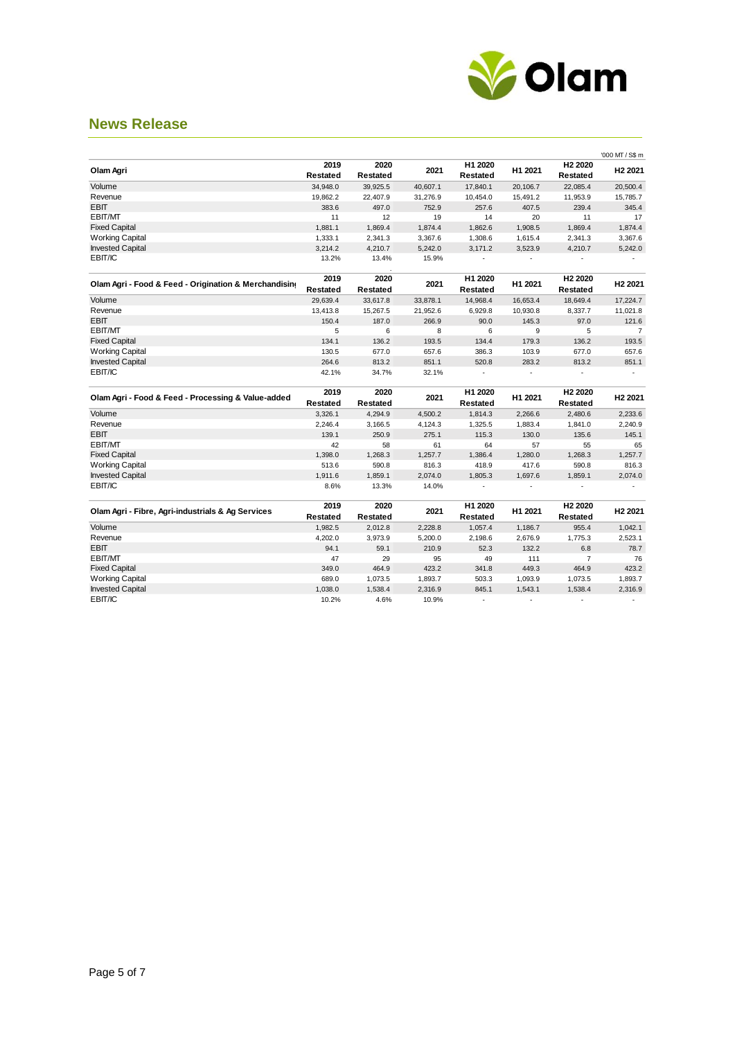## News Release

'000 MT / S$ m

| Olam Agri | 2019 Restated | 2020 Restated | 2021 | H1 2020 Restated | H1 2021 | H2 2020 Restated | H2 2021 |
|---|---|---|---|---|---|---|---|
| Volume | 34,948.0 | 39,925.5 | 40,607.1 | 17,840.1 | 20,106.7 | 22,085.4 | 20,500.4 |
| Revenue | 19,862.2 | 22,407.9 | 31,276.9 | 10,454.0 | 15,491.2 | 11,953.9 | 15,785.7 |
| EBIT | 383.6 | 497.0 | 752.9 | 257.6 | 407.5 | 239.4 | 345.4 |
| EBIT/MT | 11 | 12 | 19 | 14 | 20 | 11 | 17 |
| Fixed Capital | 1,881.1 | 1,869.4 | 1,874.4 | 1,862.6 | 1,908.5 | 1,869.4 | 1,874.4 |
| Working Capital | 1,333.1 | 2,341.3 | 3,367.6 | 1,308.6 | 1,615.4 | 2,341.3 | 3,367.6 |
| Invested Capital | 3,214.2 | 4,210.7 | 5,242.0 | 3,171.2 | 3,523.9 | 4,210.7 | 5,242.0 |
| EBIT/IC | 13.2% | 13.4% | 15.9% | - | - | - | - |

| Olam Agri - Food & Feed - Origination & Merchandising | 2019 Restated | 2020 Restated | 2021 | H1 2020 Restated | H1 2021 | H2 2020 Restated | H2 2021 |
|---|---|---|---|---|---|---|---|
| Volume | 29,639.4 | 33,617.8 | 33,878.1 | 14,968.4 | 16,653.4 | 18,649.4 | 17,224.7 |
| Revenue | 13,413.8 | 15,267.5 | 21,952.6 | 6,929.8 | 10,930.8 | 8,337.7 | 11,021.8 |
| EBIT | 150.4 | 187.0 | 266.9 | 90.0 | 145.3 | 97.0 | 121.6 |
| EBIT/MT | 5 | 6 | 8 | 6 | 9 | 5 | 7 |
| Fixed Capital | 134.1 | 136.2 | 193.5 | 134.4 | 179.3 | 136.2 | 193.5 |
| Working Capital | 130.5 | 677.0 | 657.6 | 386.3 | 103.9 | 677.0 | 657.6 |
| Invested Capital | 264.6 | 813.2 | 851.1 | 520.8 | 283.2 | 813.2 | 851.1 |
| EBIT/IC | 42.1% | 34.7% | 32.1% | - | - | - | - |

| Olam Agri - Food & Feed - Processing & Value-added | 2019 Restated | 2020 Restated | 2021 | H1 2020 Restated | H1 2021 | H2 2020 Restated | H2 2021 |
|---|---|---|---|---|---|---|---|
| Volume | 3,326.1 | 4,294.9 | 4,500.2 | 1,814.3 | 2,266.6 | 2,480.6 | 2,233.6 |
| Revenue | 2,246.4 | 3,166.5 | 4,124.3 | 1,325.5 | 1,883.4 | 1,841.0 | 2,240.9 |
| EBIT | 139.1 | 250.9 | 275.1 | 115.3 | 130.0 | 135.6 | 145.1 |
| EBIT/MT | 42 | 58 | 61 | 64 | 57 | 55 | 65 |
| Fixed Capital | 1,398.0 | 1,268.3 | 1,257.7 | 1,386.4 | 1,280.0 | 1,268.3 | 1,257.7 |
| Working Capital | 513.6 | 590.8 | 816.3 | 418.9 | 417.6 | 590.8 | 816.3 |
| Invested Capital | 1,911.6 | 1,859.1 | 2,074.0 | 1,805.3 | 1,697.6 | 1,859.1 | 2,074.0 |
| EBIT/IC | 8.6% | 13.3% | 14.0% | - | - | - | - |

| Olam Agri - Fibre, Agri-industrials & Ag Services | 2019 Restated | 2020 Restated | 2021 | H1 2020 Restated | H1 2021 | H2 2020 Restated | H2 2021 |
|---|---|---|---|---|---|---|---|
| Volume | 1,982.5 | 2,012.8 | 2,228.8 | 1,057.4 | 1,186.7 | 955.4 | 1,042.1 |
| Revenue | 4,202.0 | 3,973.9 | 5,200.0 | 2,198.6 | 2,676.9 | 1,775.3 | 2,523.1 |
| EBIT | 94.1 | 59.1 | 210.9 | 52.3 | 132.2 | 6.8 | 78.7 |
| EBIT/MT | 47 | 29 | 95 | 49 | 111 | 7 | 76 |
| Fixed Capital | 349.0 | 464.9 | 423.2 | 341.8 | 449.3 | 464.9 | 423.2 |
| Working Capital | 689.0 | 1,073.5 | 1,893.7 | 503.3 | 1,093.9 | 1,073.5 | 1,893.7 |
| Invested Capital | 1,038.0 | 1,538.4 | 2,316.9 | 845.1 | 1,543.1 | 1,538.4 | 2,316.9 |
| EBIT/IC | 10.2% | 4.6% | 10.9% | - | - | - | - |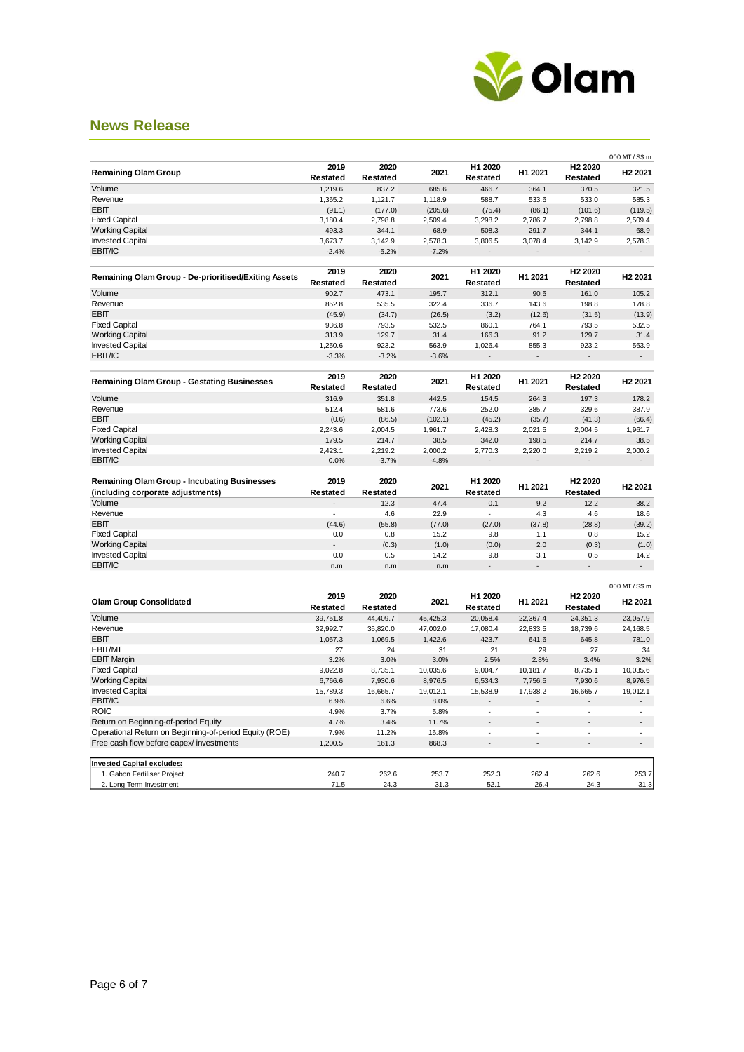## News Release

'000 MT / S$ m

| Remaining Olam Group | 2019 Restated | 2020 Restated | 2021 | H1 2020 Restated | H1 2021 | H2 2020 Restated | H2 2021 |
|---|---|---|---|---|---|---|---|
| Volume | 1,219.6 | 837.2 | 685.6 | 466.7 | 364.1 | 370.5 | 321.5 |
| Revenue | 1,365.2 | 1,121.7 | 1,118.9 | 588.7 | 533.6 | 533.0 | 585.3 |
| EBIT | (91.1) | (177.0) | (205.6) | (75.4) | (86.1) | (101.6) | (119.5) |
| Fixed Capital | 3,180.4 | 2,798.8 | 2,509.4 | 3,298.2 | 2,786.7 | 2,798.8 | 2,509.4 |
| Working Capital | 493.3 | 344.1 | 68.9 | 508.3 | 291.7 | 344.1 | 68.9 |
| Invested Capital | 3,673.7 | 3,142.9 | 2,578.3 | 3,806.5 | 3,078.4 | 3,142.9 | 2,578.3 |
| EBIT/IC | -2.4% | -5.2% | -7.2% | - | - | - | - |

| Remaining Olam Group - De-prioritised/Exiting Assets | 2019 Restated | 2020 Restated | 2021 | H1 2020 Restated | H1 2021 | H2 2020 Restated | H2 2021 |
|---|---|---|---|---|---|---|---|
| Volume | 902.7 | 473.1 | 195.7 | 312.1 | 90.5 | 161.0 | 105.2 |
| Revenue | 852.8 | 535.5 | 322.4 | 336.7 | 143.6 | 198.8 | 178.8 |
| EBIT | (45.9) | (34.7) | (26.5) | (3.2) | (12.6) | (31.5) | (13.9) |
| Fixed Capital | 936.8 | 793.5 | 532.5 | 860.1 | 764.1 | 793.5 | 532.5 |
| Working Capital | 313.9 | 129.7 | 31.4 | 166.3 | 91.2 | 129.7 | 31.4 |
| Invested Capital | 1,250.6 | 923.2 | 563.9 | 1,026.4 | 855.3 | 923.2 | 563.9 |
| EBIT/IC | -3.3% | -3.2% | -3.6% | - | - | - | - |

| Remaining Olam Group - Gestating Businesses | 2019 Restated | 2020 Restated | 2021 | H1 2020 Restated | H1 2021 | H2 2020 Restated | H2 2021 |
|---|---|---|---|---|---|---|---|
| Volume | 316.9 | 351.8 | 442.5 | 154.5 | 264.3 | 197.3 | 178.2 |
| Revenue | 512.4 | 581.6 | 773.6 | 252.0 | 385.7 | 329.6 | 387.9 |
| EBIT | (0.6) | (86.5) | (102.1) | (45.2) | (35.7) | (41.3) | (66.4) |
| Fixed Capital | 2,243.6 | 2,004.5 | 1,961.7 | 2,428.3 | 2,021.5 | 2,004.5 | 1,961.7 |
| Working Capital | 179.5 | 214.7 | 38.5 | 342.0 | 198.5 | 214.7 | 38.5 |
| Invested Capital | 2,423.1 | 2,219.2 | 2,000.2 | 2,770.3 | 2,220.0 | 2,219.2 | 2,000.2 |
| EBIT/IC | 0.0% | -3.7% | -4.8% | - | - | - | - |

| Remaining Olam Group - Incubating Businesses (including corporate adjustments) | 2019 Restated | 2020 Restated | 2021 | H1 2020 Restated | H1 2021 | H2 2020 Restated | H2 2021 |
|---|---|---|---|---|---|---|---|
| Volume | - | 12.3 | 47.4 | 0.1 | 9.2 | 12.2 | 38.2 |
| Revenue | - | 4.6 | 22.9 | - | 4.3 | 4.6 | 18.6 |
| EBIT | (44.6) | (55.8) | (77.0) | (27.0) | (37.8) | (28.8) | (39.2) |
| Fixed Capital | 0.0 | 0.8 | 15.2 | 9.8 | 1.1 | 0.8 | 15.2 |
| Working Capital | - | (0.3) | (1.0) | (0.0) | 2.0 | (0.3) | (1.0) |
| Invested Capital | 0.0 | 0.5 | 14.2 | 9.8 | 3.1 | 0.5 | 14.2 |
| EBIT/IC | n.m | n.m | n.m | - | - | - | - |

'000 MT / S$ m

| Olam Group Consolidated | 2019 Restated | 2020 Restated | 2021 | H1 2020 Restated | H1 2021 | H2 2020 Restated | H2 2021 |
|---|---|---|---|---|---|---|---|
| Volume | 39,751.8 | 44,409.7 | 45,425.3 | 20,058.4 | 22,367.4 | 24,351.3 | 23,057.9 |
| Revenue | 32,992.7 | 35,820.0 | 47,002.0 | 17,080.4 | 22,833.5 | 18,739.6 | 24,168.5 |
| EBIT | 1,057.3 | 1,069.5 | 1,422.6 | 423.7 | 641.6 | 645.8 | 781.0 |
| EBIT/MT | 27 | 24 | 31 | 21 | 29 | 27 | 34 |
| EBIT Margin | 3.2% | 3.0% | 3.0% | 2.5% | 2.8% | 3.4% | 3.2% |
| Fixed Capital | 9,022.8 | 8,735.1 | 10,035.6 | 9,004.7 | 10,181.7 | 8,735.1 | 10,035.6 |
| Working Capital | 6,766.6 | 7,930.6 | 8,976.5 | 6,534.3 | 7,756.5 | 7,930.6 | 8,976.5 |
| Invested Capital | 15,789.3 | 16,665.7 | 19,012.1 | 15,538.9 | 17,938.2 | 16,665.7 | 19,012.1 |
| EBIT/IC | 6.9% | 6.6% | 8.0% | - | - | - | - |
| ROIC | 4.9% | 3.7% | 5.8% | - | - | - | - |
| Return on Beginning-of-period Equity | 4.7% | 3.4% | 11.7% | - | - | - | - |
| Operational Return on Beginning-of-period Equity (ROE) | 7.9% | 11.2% | 16.8% | - | - | - | - |
| Free cash flow before capex/ investments | 1,200.5 | 161.3 | 868.3 | - | - | - | - |

| Invested Capital excludes: | | | | | | | |
|---|---|---|---|---|---|---|---|
| 1. Gabon Fertiliser Project | 240.7 | 262.6 | 253.7 | 252.3 | 262.4 | 262.6 | 253.7 |
| 2. Long Term Investment | 71.5 | 24.3 | 31.3 | 52.1 | 26.4 | 24.3 | 31.3 |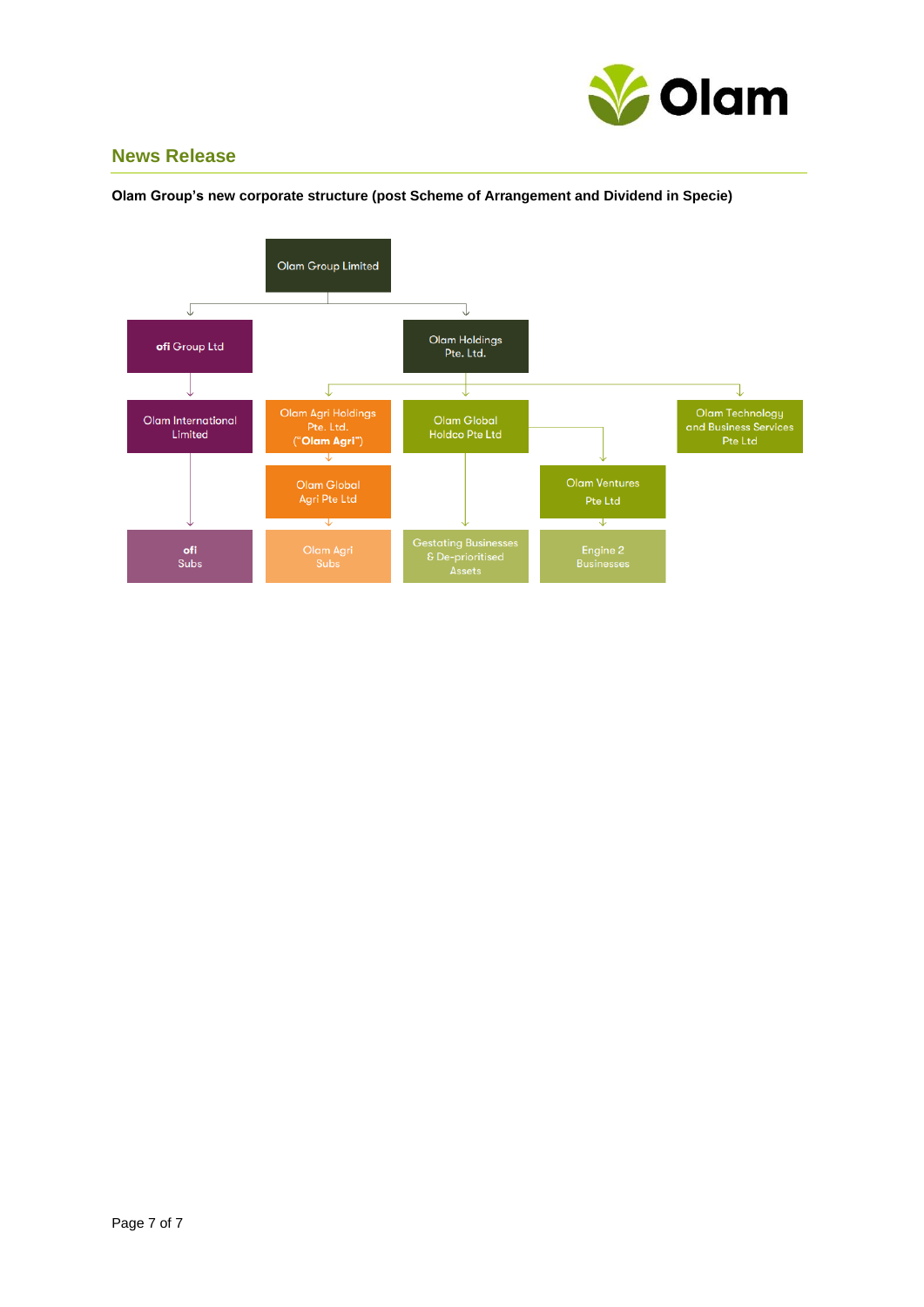## News Release

**Olam Group's new corporate structure (post Scheme of Arrangement and Dividend in Specie)**

Olam Group Limited

ofi Group Ltd

Olam Holdings Pte. Ltd.

Olam International Limited

Olam Agri Holdings Pte. Ltd. ("**Olam Agri**")

Olam Global Holdco Pte Ltd

Olam Technology and Business Services Pte Ltd

Olam Global Agri Pte Ltd

Olam Ventures Pte Ltd

**ofi** Subs

Olam Agri Subs

Gestating Businesses & De-prioritised Assets

Engine 2 Businesses